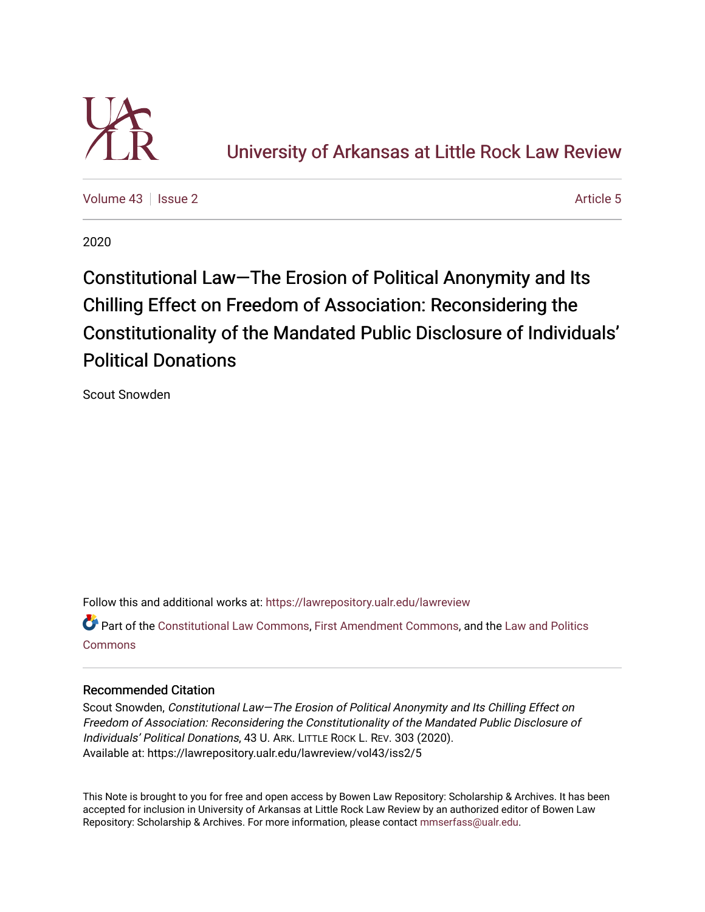University of Arkansas at Little Rock Law Review

Volume 43 | Issue 2 Article 5

2020

# Constitutional Law—The Erosion of Political Anonymity and Its Chilling Effect on Freedom of Association: Reconsidering the Constitutionality of the Mandated Public Disclosure of Individuals' Political Donations

Scout Snowden

Follow this and additional works at: https://lawrepository.ualr.edu/lawreview

Part of the Constitutional Law Commons, First Amendment Commons, and the Law and Politics Commons

## Recommended Citation

Scout Snowden, *Constitutional Law—The Erosion of Political Anonymity and Its Chilling Effect on Freedom of Association: Reconsidering the Constitutionality of the Mandated Public Disclosure of Individuals' Political Donations*, 43 U. ARK. LITTLE ROCK L. REV. 303 (2020).
Available at: https://lawrepository.ualr.edu/lawreview/vol43/iss2/5

This Note is brought to you for free and open access by Bowen Law Repository: Scholarship & Archives. It has been accepted for inclusion in University of Arkansas at Little Rock Law Review by an authorized editor of Bowen Law Repository: Scholarship & Archives. For more information, please contact mmserfass@ualr.edu.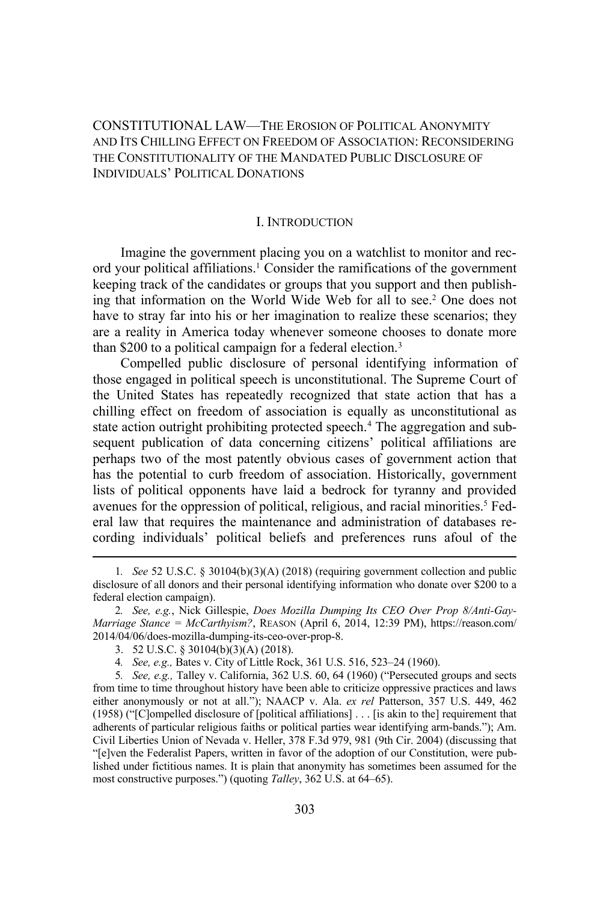CONSTITUTIONAL LAW—THE EROSION OF POLITICAL ANONYMITY AND ITS CHILLING EFFECT ON FREEDOM OF ASSOCIATION: RECONSIDERING THE CONSTITUTIONALITY OF THE MANDATED PUBLIC DISCLOSURE OF INDIVIDUALS' POLITICAL DONATIONS

## I. INTRODUCTION

Imagine the government placing you on a watchlist to monitor and record your political affiliations.[1] Consider the ramifications of the government keeping track of the candidates or groups that you support and then publishing that information on the World Wide Web for all to see.[2] One does not have to stray far into his or her imagination to realize these scenarios; they are a reality in America today whenever someone chooses to donate more than $200 to a political campaign for a federal election.[3]

Compelled public disclosure of personal identifying information of those engaged in political speech is unconstitutional. The Supreme Court of the United States has repeatedly recognized that state action that has a chilling effect on freedom of association is equally as unconstitutional as state action outright prohibiting protected speech.[4] The aggregation and subsequent publication of data concerning citizens' political affiliations are perhaps two of the most patently obvious cases of government action that has the potential to curb freedom of association. Historically, government lists of political opponents have laid a bedrock for tyranny and provided avenues for the oppression of political, religious, and racial minorities.[5] Federal law that requires the maintenance and administration of databases recording individuals' political beliefs and preferences runs afoul of the

---

1. *See* 52 U.S.C. § 30104(b)(3)(A) (2018) (requiring government collection and public disclosure of all donors and their personal identifying information who donate over $200 to a federal election campaign).

2. *See, e.g.*, Nick Gillespie, *Does Mozilla Dumping Its CEO Over Prop 8/Anti-Gay-Marriage Stance = McCarthyism?*, REASON (April 6, 2014, 12:39 PM), https://reason.com/2014/04/06/does-mozilla-dumping-its-ceo-over-prop-8.

3. 52 U.S.C. § 30104(b)(3)(A) (2018).

4. *See, e.g.,* Bates v. City of Little Rock, 361 U.S. 516, 523–24 (1960).

5. *See, e.g.,* Talley v. California, 362 U.S. 60, 64 (1960) ("Persecuted groups and sects from time to time throughout history have been able to criticize oppressive practices and laws either anonymously or not at all."); NAACP v. Ala. *ex rel* Patterson, 357 U.S. 449, 462 (1958) ("[C]ompelled disclosure of [political affiliations] . . . [is akin to the] requirement that adherents of particular religious faiths or political parties wear identifying arm-bands."); Am. Civil Liberties Union of Nevada v. Heller, 378 F.3d 979, 981 (9th Cir. 2004) (discussing that "[e]ven the Federalist Papers, written in favor of the adoption of our Constitution, were published under fictitious names. It is plain that anonymity has sometimes been assumed for the most constructive purposes.") (quoting *Talley*, 362 U.S. at 64–65).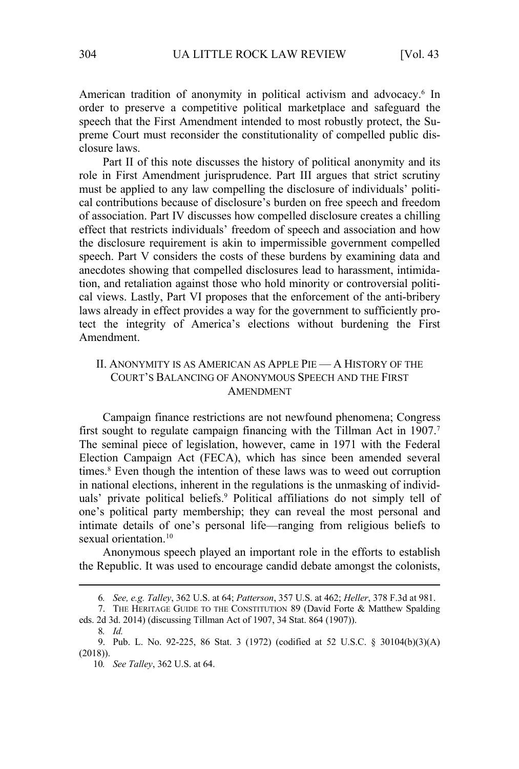American tradition of anonymity in political activism and advocacy.[6] In order to preserve a competitive political marketplace and safeguard the speech that the First Amendment intended to most robustly protect, the Supreme Court must reconsider the constitutionality of compelled public disclosure laws.

Part II of this note discusses the history of political anonymity and its role in First Amendment jurisprudence. Part III argues that strict scrutiny must be applied to any law compelling the disclosure of individuals' political contributions because of disclosure's burden on free speech and freedom of association. Part IV discusses how compelled disclosure creates a chilling effect that restricts individuals' freedom of speech and association and how the disclosure requirement is akin to impermissible government compelled speech. Part V considers the costs of these burdens by examining data and anecdotes showing that compelled disclosures lead to harassment, intimidation, and retaliation against those who hold minority or controversial political views. Lastly, Part VI proposes that the enforcement of the anti-bribery laws already in effect provides a way for the government to sufficiently protect the integrity of America's elections without burdening the First Amendment.

## II. ANONYMITY IS AS AMERICAN AS APPLE PIE — A HISTORY OF THE COURT'S BALANCING OF ANONYMOUS SPEECH AND THE FIRST AMENDMENT

Campaign finance restrictions are not newfound phenomena; Congress first sought to regulate campaign financing with the Tillman Act in 1907.[7] The seminal piece of legislation, however, came in 1971 with the Federal Election Campaign Act (FECA), which has since been amended several times.[8] Even though the intention of these laws was to weed out corruption in national elections, inherent in the regulations is the unmasking of individuals' private political beliefs.[9] Political affiliations do not simply tell of one's political party membership; they can reveal the most personal and intimate details of one's personal life—ranging from religious beliefs to sexual orientation.[10]

Anonymous speech played an important role in the efforts to establish the Republic. It was used to encourage candid debate amongst the colonists,

---

6. *See, e.g. Talley*, 362 U.S. at 64; *Patterson*, 357 U.S. at 462; *Heller*, 378 F.3d at 981.

7. THE HERITAGE GUIDE TO THE CONSTITUTION 89 (David Forte & Matthew Spalding eds. 2d 3d. 2014) (discussing Tillman Act of 1907, 34 Stat. 864 (1907)).

8. *Id.*

9. Pub. L. No. 92-225, 86 Stat. 3 (1972) (codified at 52 U.S.C. § 30104(b)(3)(A) (2018)).

10. *See Talley*, 362 U.S. at 64.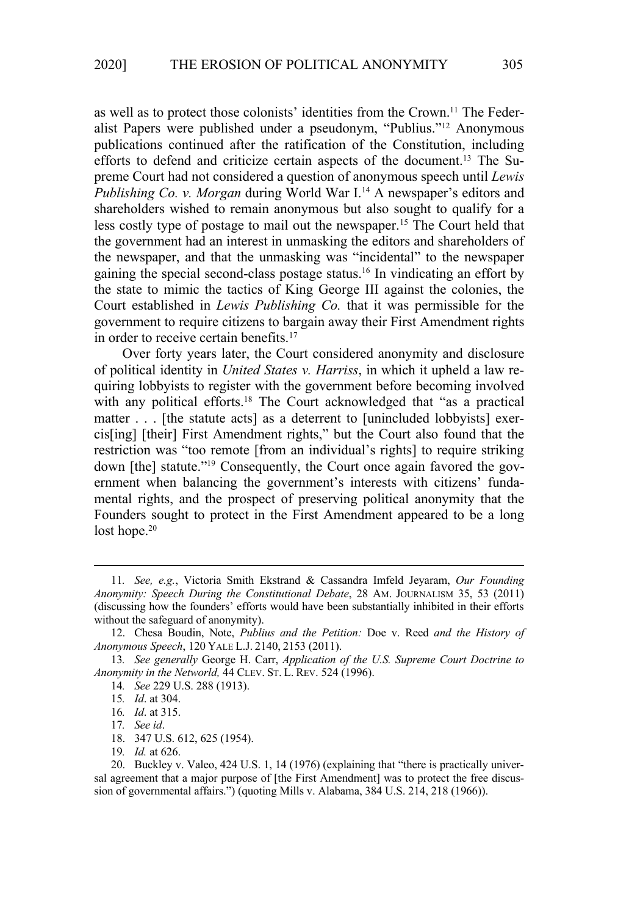as well as to protect those colonists' identities from the Crown.[11] The Federalist Papers were published under a pseudonym, "Publius."[12] Anonymous publications continued after the ratification of the Constitution, including efforts to defend and criticize certain aspects of the document.[13] The Supreme Court had not considered a question of anonymous speech until *Lewis Publishing Co. v. Morgan* during World War I.[14] A newspaper's editors and shareholders wished to remain anonymous but also sought to qualify for a less costly type of postage to mail out the newspaper.[15] The Court held that the government had an interest in unmasking the editors and shareholders of the newspaper, and that the unmasking was "incidental" to the newspaper gaining the special second-class postage status.[16] In vindicating an effort by the state to mimic the tactics of King George III against the colonies, the Court established in *Lewis Publishing Co.* that it was permissible for the government to require citizens to bargain away their First Amendment rights in order to receive certain benefits.[17]

Over forty years later, the Court considered anonymity and disclosure of political identity in *United States v. Harriss*, in which it upheld a law requiring lobbyists to register with the government before becoming involved with any political efforts.[18] The Court acknowledged that "as a practical matter . . . [the statute acts] as a deterrent to [unincluded lobbyists] exercis[ing] [their] First Amendment rights," but the Court also found that the restriction was "too remote [from an individual's rights] to require striking down [the] statute."[19] Consequently, the Court once again favored the government when balancing the government's interests with citizens' fundamental rights, and the prospect of preserving political anonymity that the Founders sought to protect in the First Amendment appeared to be a long lost hope.[20]

---

11. *See, e.g.*, Victoria Smith Ekstrand & Cassandra Imfeld Jeyaram, *Our Founding Anonymity: Speech During the Constitutional Debate*, 28 AM. JOURNALISM 35, 53 (2011) (discussing how the founders' efforts would have been substantially inhibited in their efforts without the safeguard of anonymity).

12. Chesa Boudin, Note, *Publius and the Petition:* Doe v. Reed *and the History of Anonymous Speech*, 120 YALE L.J. 2140, 2153 (2011).

13. *See generally* George H. Carr, *Application of the U.S. Supreme Court Doctrine to Anonymity in the Networld,* 44 CLEV. ST. L. REV. 524 (1996).

14. *See* 229 U.S. 288 (1913).

15. *Id*. at 304.

16. *Id*. at 315.

17. *See id*.

18. 347 U.S. 612, 625 (1954).

19. *Id.* at 626.

20. Buckley v. Valeo, 424 U.S. 1, 14 (1976) (explaining that "there is practically universal agreement that a major purpose of [the First Amendment] was to protect the free discussion of governmental affairs.") (quoting Mills v. Alabama, 384 U.S. 214, 218 (1966)).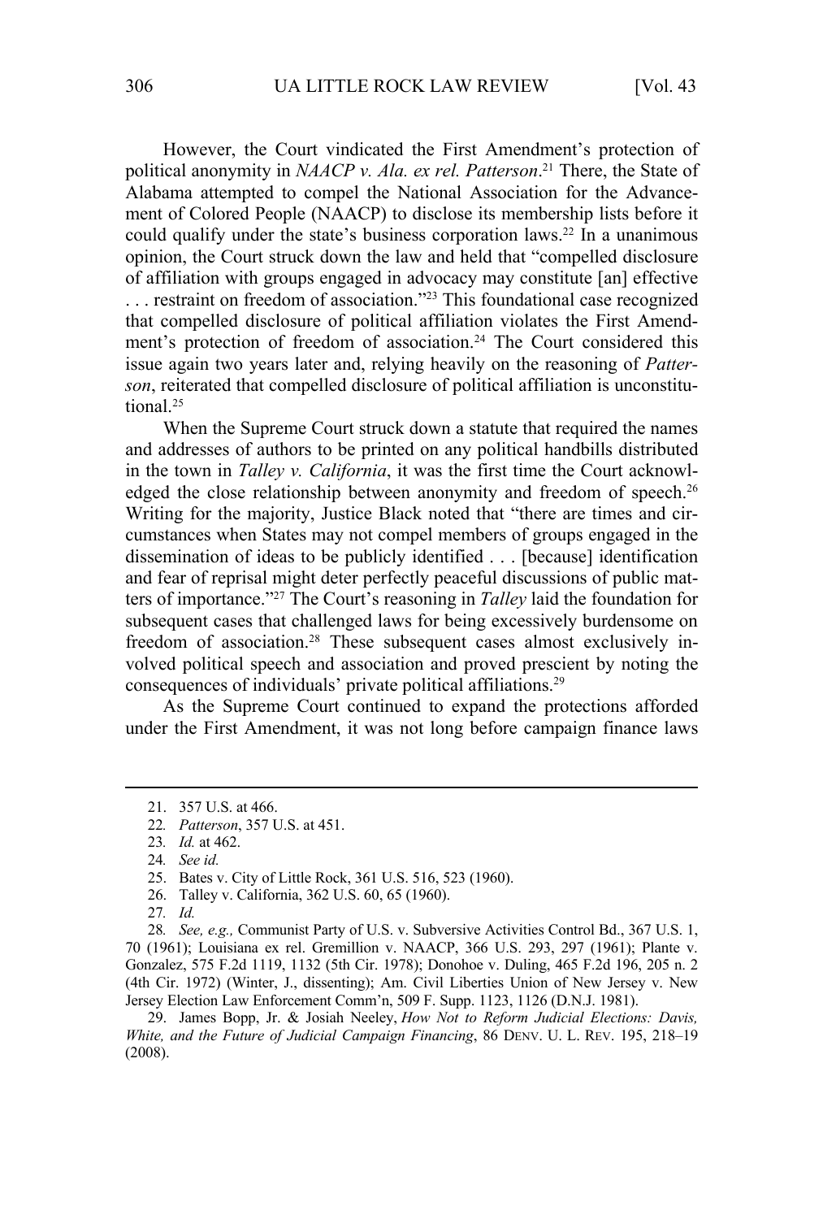However, the Court vindicated the First Amendment's protection of political anonymity in *NAACP v. Ala. ex rel. Patterson*.[21] There, the State of Alabama attempted to compel the National Association for the Advancement of Colored People (NAACP) to disclose its membership lists before it could qualify under the state's business corporation laws.[22] In a unanimous opinion, the Court struck down the law and held that "compelled disclosure of affiliation with groups engaged in advocacy may constitute [an] effective . . . restraint on freedom of association."[23] This foundational case recognized that compelled disclosure of political affiliation violates the First Amendment's protection of freedom of association.[24] The Court considered this issue again two years later and, relying heavily on the reasoning of *Patterson*, reiterated that compelled disclosure of political affiliation is unconstitutional.[25]

When the Supreme Court struck down a statute that required the names and addresses of authors to be printed on any political handbills distributed in the town in *Talley v. California*, it was the first time the Court acknowledged the close relationship between anonymity and freedom of speech.[26] Writing for the majority, Justice Black noted that "there are times and circumstances when States may not compel members of groups engaged in the dissemination of ideas to be publicly identified . . . [because] identification and fear of reprisal might deter perfectly peaceful discussions of public matters of importance."[27] The Court's reasoning in *Talley* laid the foundation for subsequent cases that challenged laws for being excessively burdensome on freedom of association.[28] These subsequent cases almost exclusively involved political speech and association and proved prescient by noting the consequences of individuals' private political affiliations.[29]

As the Supreme Court continued to expand the protections afforded under the First Amendment, it was not long before campaign finance laws

---

21. 357 U.S. at 466.

22. *Patterson*, 357 U.S. at 451.

23. *Id.* at 462.

24. *See id.*

25. Bates v. City of Little Rock, 361 U.S. 516, 523 (1960).

26. Talley v. California, 362 U.S. 60, 65 (1960).

27. *Id.*

28. *See, e.g.,* Communist Party of U.S. v. Subversive Activities Control Bd., 367 U.S. 1, 70 (1961); Louisiana ex rel. Gremillion v. NAACP, 366 U.S. 293, 297 (1961); Plante v. Gonzalez, 575 F.2d 1119, 1132 (5th Cir. 1978); Donohoe v. Duling, 465 F.2d 196, 205 n. 2 (4th Cir. 1972) (Winter, J., dissenting); Am. Civil Liberties Union of New Jersey v. New Jersey Election Law Enforcement Comm'n, 509 F. Supp. 1123, 1126 (D.N.J. 1981).

29. James Bopp, Jr. & Josiah Neeley, *How Not to Reform Judicial Elections: Davis, White, and the Future of Judicial Campaign Financing*, 86 DENV. U. L. REV. 195, 218–19 (2008).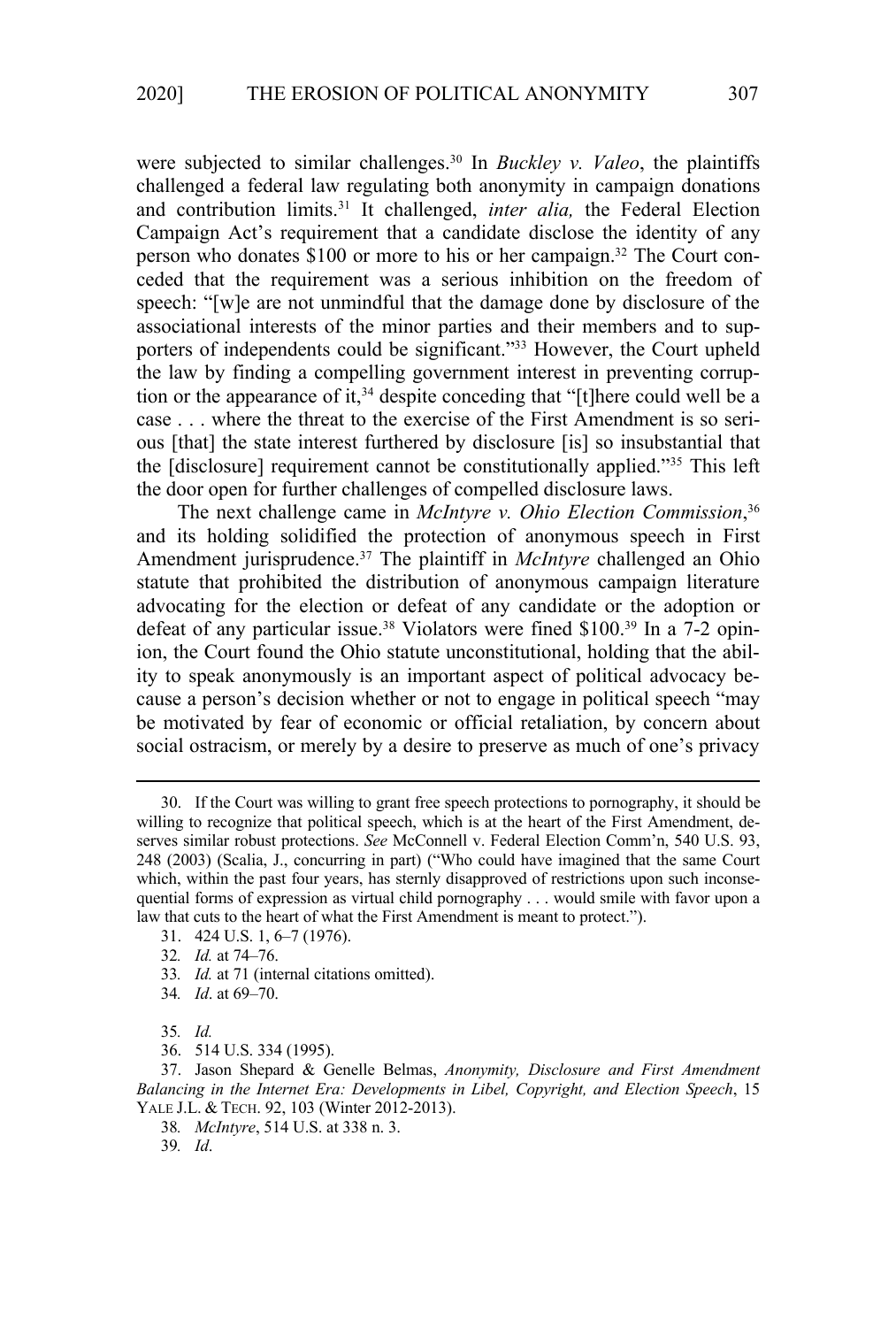were subjected to similar challenges.[30] In *Buckley v. Valeo*, the plaintiffs challenged a federal law regulating both anonymity in campaign donations and contribution limits.[31] It challenged, *inter alia,* the Federal Election Campaign Act's requirement that a candidate disclose the identity of any person who donates $100 or more to his or her campaign.[32] The Court conceded that the requirement was a serious inhibition on the freedom of speech: "[w]e are not unmindful that the damage done by disclosure of the associational interests of the minor parties and their members and to supporters of independents could be significant."[33] However, the Court upheld the law by finding a compelling government interest in preventing corruption or the appearance of it,[34] despite conceding that "[t]here could well be a case . . . where the threat to the exercise of the First Amendment is so serious [that] the state interest furthered by disclosure [is] so insubstantial that the [disclosure] requirement cannot be constitutionally applied."[35] This left the door open for further challenges of compelled disclosure laws.

The next challenge came in *McIntyre v. Ohio Election Commission*,[36] and its holding solidified the protection of anonymous speech in First Amendment jurisprudence.[37] The plaintiff in *McIntyre* challenged an Ohio statute that prohibited the distribution of anonymous campaign literature advocating for the election or defeat of any candidate or the adoption or defeat of any particular issue.[38] Violators were fined $100.[39] In a 7-2 opinion, the Court found the Ohio statute unconstitutional, holding that the ability to speak anonymously is an important aspect of political advocacy because a person's decision whether or not to engage in political speech "may be motivated by fear of economic or official retaliation, by concern about social ostracism, or merely by a desire to preserve as much of one's privacy

---

30. If the Court was willing to grant free speech protections to pornography, it should be willing to recognize that political speech, which is at the heart of the First Amendment, deserves similar robust protections. *See* McConnell v. Federal Election Comm'n, 540 U.S. 93, 248 (2003) (Scalia, J., concurring in part) ("Who could have imagined that the same Court which, within the past four years, has sternly disapproved of restrictions upon such inconsequential forms of expression as virtual child pornography . . . would smile with favor upon a law that cuts to the heart of what the First Amendment is meant to protect.").

31. 424 U.S. 1, 6–7 (1976).

32. *Id.* at 74–76.

33. *Id.* at 71 (internal citations omitted).

34. *Id*. at 69–70.

35. *Id.*

36. 514 U.S. 334 (1995).

37. Jason Shepard & Genelle Belmas, *Anonymity, Disclosure and First Amendment Balancing in the Internet Era: Developments in Libel, Copyright, and Election Speech*, 15 YALE J.L. & TECH. 92, 103 (Winter 2012-2013).

38. *McIntyre*, 514 U.S. at 338 n. 3.

39. *Id*.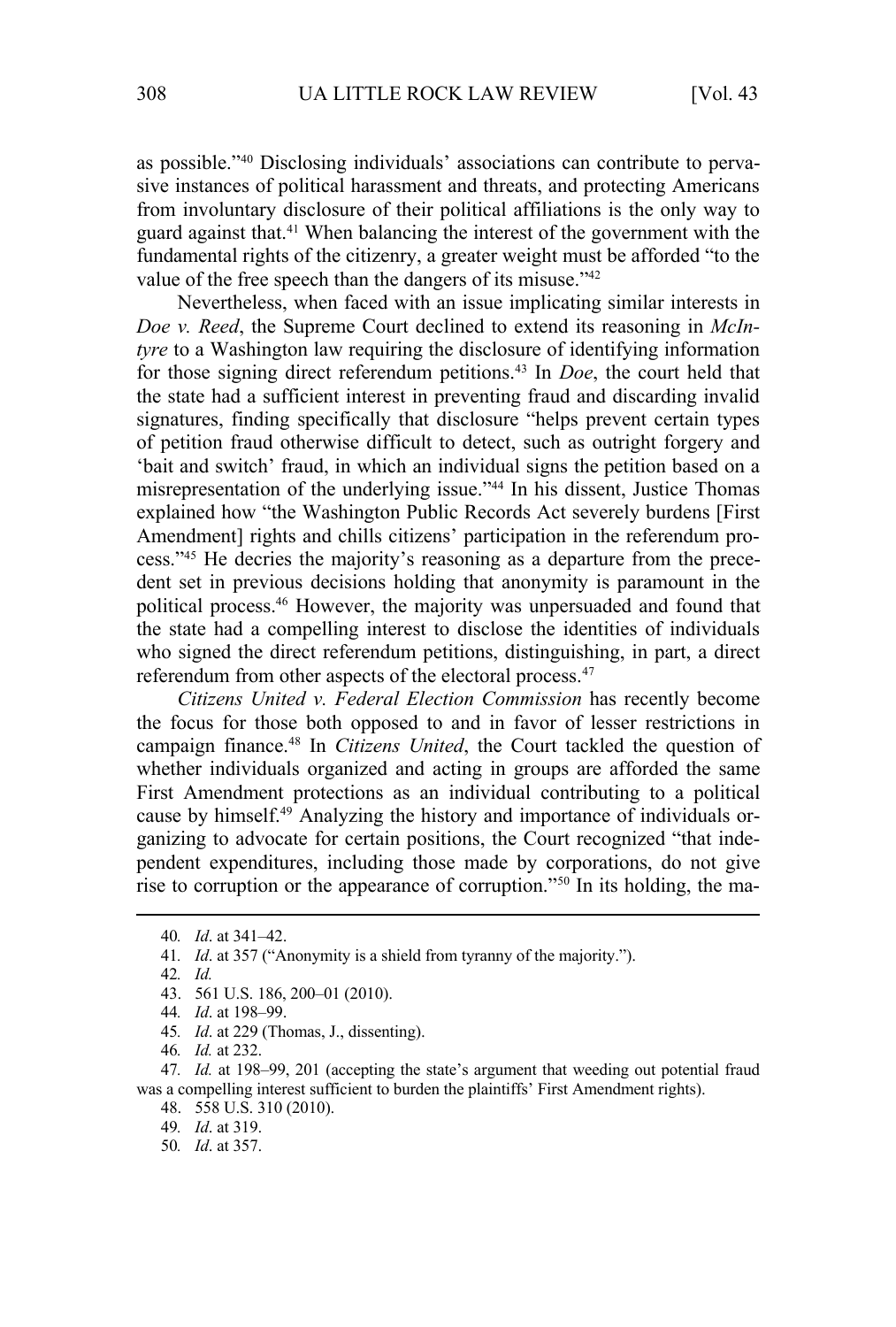as possible."[40] Disclosing individuals' associations can contribute to pervasive instances of political harassment and threats, and protecting Americans from involuntary disclosure of their political affiliations is the only way to guard against that.[41] When balancing the interest of the government with the fundamental rights of the citizenry, a greater weight must be afforded "to the value of the free speech than the dangers of its misuse."[42]

Nevertheless, when faced with an issue implicating similar interests in *Doe v. Reed*, the Supreme Court declined to extend its reasoning in *McIntyre* to a Washington law requiring the disclosure of identifying information for those signing direct referendum petitions.[43] In *Doe*, the court held that the state had a sufficient interest in preventing fraud and discarding invalid signatures, finding specifically that disclosure "helps prevent certain types of petition fraud otherwise difficult to detect, such as outright forgery and 'bait and switch' fraud, in which an individual signs the petition based on a misrepresentation of the underlying issue."[44] In his dissent, Justice Thomas explained how "the Washington Public Records Act severely burdens [First Amendment] rights and chills citizens' participation in the referendum process."[45] He decries the majority's reasoning as a departure from the precedent set in previous decisions holding that anonymity is paramount in the political process.[46] However, the majority was unpersuaded and found that the state had a compelling interest to disclose the identities of individuals who signed the direct referendum petitions, distinguishing, in part, a direct referendum from other aspects of the electoral process.[47]

*Citizens United v. Federal Election Commission* has recently become the focus for those both opposed to and in favor of lesser restrictions in campaign finance.[48] In *Citizens United*, the Court tackled the question of whether individuals organized and acting in groups are afforded the same First Amendment protections as an individual contributing to a political cause by himself.[49] Analyzing the history and importance of individuals organizing to advocate for certain positions, the Court recognized "that independent expenditures, including those made by corporations, do not give rise to corruption or the appearance of corruption."[50] In its holding, the ma-

---

40. *Id*. at 341–42.

41. *Id*. at 357 ("Anonymity is a shield from tyranny of the majority.").

42. *Id.*

43. 561 U.S. 186, 200–01 (2010).

44. *Id*. at 198–99.

45. *Id*. at 229 (Thomas, J., dissenting).

46. *Id.* at 232.

47. *Id.* at 198–99, 201 (accepting the state's argument that weeding out potential fraud was a compelling interest sufficient to burden the plaintiffs' First Amendment rights).

48. 558 U.S. 310 (2010).

49. *Id*. at 319.

50. *Id*. at 357.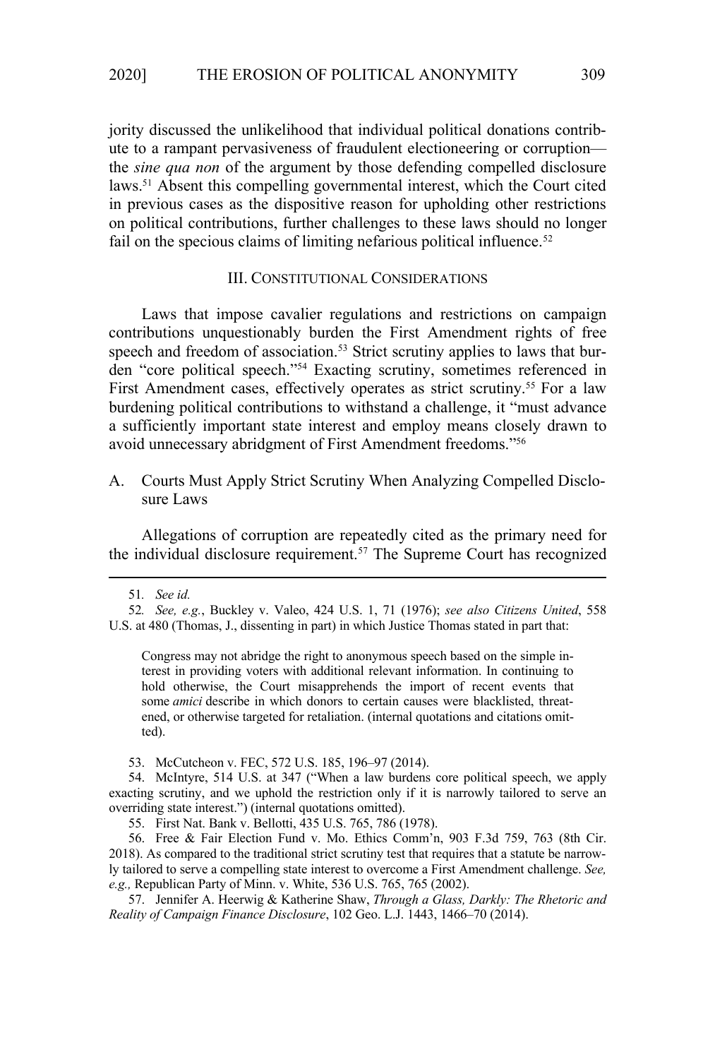jority discussed the unlikelihood that individual political donations contribute to a rampant pervasiveness of fraudulent electioneering or corruption—the *sine qua non* of the argument by those defending compelled disclosure laws.[51] Absent this compelling governmental interest, which the Court cited in previous cases as the dispositive reason for upholding other restrictions on political contributions, further challenges to these laws should no longer fail on the specious claims of limiting nefarious political influence.[52]

## III. CONSTITUTIONAL CONSIDERATIONS

Laws that impose cavalier regulations and restrictions on campaign contributions unquestionably burden the First Amendment rights of free speech and freedom of association.[53] Strict scrutiny applies to laws that burden "core political speech."[54] Exacting scrutiny, sometimes referenced in First Amendment cases, effectively operates as strict scrutiny.[55] For a law burdening political contributions to withstand a challenge, it "must advance a sufficiently important state interest and employ means closely drawn to avoid unnecessary abridgment of First Amendment freedoms."[56]

### A. Courts Must Apply Strict Scrutiny When Analyzing Compelled Disclosure Laws

Allegations of corruption are repeatedly cited as the primary need for the individual disclosure requirement.[57] The Supreme Court has recognized

---

51. *See id.*

52. *See, e.g.*, Buckley v. Valeo, 424 U.S. 1, 71 (1976); *see also Citizens United*, 558 U.S. at 480 (Thomas, J., dissenting in part) in which Justice Thomas stated in part that:

> Congress may not abridge the right to anonymous speech based on the simple interest in providing voters with additional relevant information. In continuing to hold otherwise, the Court misapprehends the import of recent events that some *amici* describe in which donors to certain causes were blacklisted, threatened, or otherwise targeted for retaliation. (internal quotations and citations omitted).

53. McCutcheon v. FEC, 572 U.S. 185, 196–97 (2014).

54. McIntyre, 514 U.S. at 347 ("When a law burdens core political speech, we apply exacting scrutiny, and we uphold the restriction only if it is narrowly tailored to serve an overriding state interest.") (internal quotations omitted).

55. First Nat. Bank v. Bellotti, 435 U.S. 765, 786 (1978).

56. Free & Fair Election Fund v. Mo. Ethics Comm'n, 903 F.3d 759, 763 (8th Cir. 2018). As compared to the traditional strict scrutiny test that requires that a statute be narrowly tailored to serve a compelling state interest to overcome a First Amendment challenge. *See, e.g.,* Republican Party of Minn. v. White, 536 U.S. 765, 765 (2002).

57. Jennifer A. Heerwig & Katherine Shaw, *Through a Glass, Darkly: The Rhetoric and Reality of Campaign Finance Disclosure*, 102 Geo. L.J. 1443, 1466–70 (2014).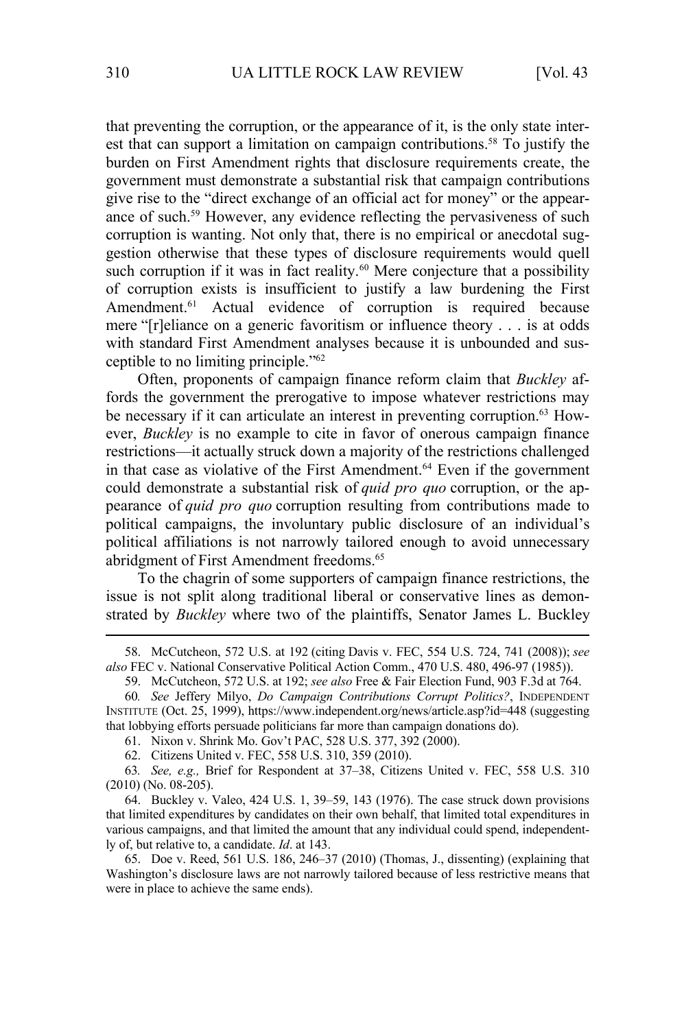that preventing the corruption, or the appearance of it, is the only state interest that can support a limitation on campaign contributions.[58] To justify the burden on First Amendment rights that disclosure requirements create, the government must demonstrate a substantial risk that campaign contributions give rise to the "direct exchange of an official act for money" or the appearance of such.[59] However, any evidence reflecting the pervasiveness of such corruption is wanting. Not only that, there is no empirical or anecdotal suggestion otherwise that these types of disclosure requirements would quell such corruption if it was in fact reality.[60] Mere conjecture that a possibility of corruption exists is insufficient to justify a law burdening the First Amendment.[61] Actual evidence of corruption is required because mere "[r]eliance on a generic favoritism or influence theory . . . is at odds with standard First Amendment analyses because it is unbounded and susceptible to no limiting principle."[62]

Often, proponents of campaign finance reform claim that *Buckley* affords the government the prerogative to impose whatever restrictions may be necessary if it can articulate an interest in preventing corruption.[63] However, *Buckley* is no example to cite in favor of onerous campaign finance restrictions—it actually struck down a majority of the restrictions challenged in that case as violative of the First Amendment.[64] Even if the government could demonstrate a substantial risk of *quid pro quo* corruption, or the appearance of *quid pro quo* corruption resulting from contributions made to political campaigns, the involuntary public disclosure of an individual's political affiliations is not narrowly tailored enough to avoid unnecessary abridgment of First Amendment freedoms.[65]

To the chagrin of some supporters of campaign finance restrictions, the issue is not split along traditional liberal or conservative lines as demonstrated by *Buckley* where two of the plaintiffs, Senator James L. Buckley

---

58. McCutcheon, 572 U.S. at 192 (citing Davis v. FEC, 554 U.S. 724, 741 (2008)); *see also* FEC v. National Conservative Political Action Comm., 470 U.S. 480, 496-97 (1985)).

59. McCutcheon, 572 U.S. at 192; *see also* Free & Fair Election Fund, 903 F.3d at 764.

60. *See* Jeffery Milyo, *Do Campaign Contributions Corrupt Politics?*, INDEPENDENT INSTITUTE (Oct. 25, 1999), https://www.independent.org/news/article.asp?id=448 (suggesting that lobbying efforts persuade politicians far more than campaign donations do).

61. Nixon v. Shrink Mo. Gov't PAC, 528 U.S. 377, 392 (2000).

62. Citizens United v. FEC, 558 U.S. 310, 359 (2010).

63. *See, e.g.,* Brief for Respondent at 37–38, Citizens United v. FEC, 558 U.S. 310 (2010) (No. 08-205).

64. Buckley v. Valeo, 424 U.S. 1, 39–59, 143 (1976). The case struck down provisions that limited expenditures by candidates on their own behalf, that limited total expenditures in various campaigns, and that limited the amount that any individual could spend, independently of, but relative to, a candidate. *Id*. at 143.

65. Doe v. Reed, 561 U.S. 186, 246–37 (2010) (Thomas, J., dissenting) (explaining that Washington's disclosure laws are not narrowly tailored because of less restrictive means that were in place to achieve the same ends).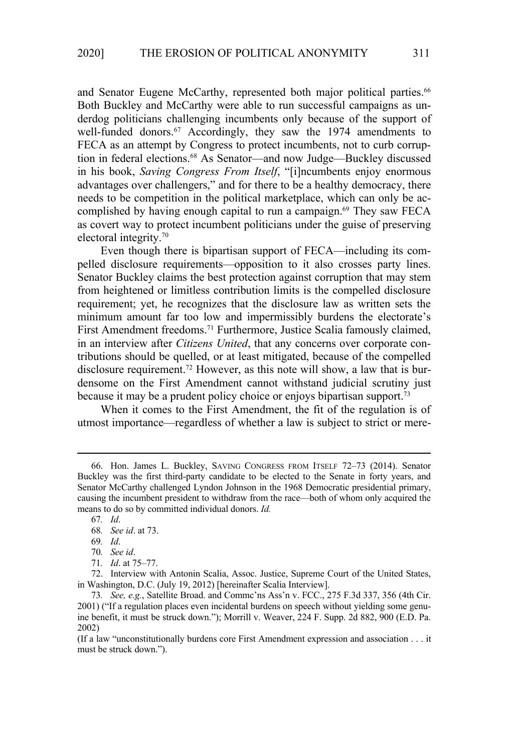and Senator Eugene McCarthy, represented both major political parties.[66] Both Buckley and McCarthy were able to run successful campaigns as underdog politicians challenging incumbents only because of the support of well-funded donors.[67] Accordingly, they saw the 1974 amendments to FECA as an attempt by Congress to protect incumbents, not to curb corruption in federal elections.[68] As Senator—and now Judge—Buckley discussed in his book, *Saving Congress From Itself*, "[i]ncumbents enjoy enormous advantages over challengers," and for there to be a healthy democracy, there needs to be competition in the political marketplace, which can only be accomplished by having enough capital to run a campaign.[69] They saw FECA as covert way to protect incumbent politicians under the guise of preserving electoral integrity.[70]

Even though there is bipartisan support of FECA—including its compelled disclosure requirements—opposition to it also crosses party lines. Senator Buckley claims the best protection against corruption that may stem from heightened or limitless contribution limits is the compelled disclosure requirement; yet, he recognizes that the disclosure law as written sets the minimum amount far too low and impermissibly burdens the electorate's First Amendment freedoms.[71] Furthermore, Justice Scalia famously claimed, in an interview after *Citizens United*, that any concerns over corporate contributions should be quelled, or at least mitigated, because of the compelled disclosure requirement.[72] However, as this note will show, a law that is burdensome on the First Amendment cannot withstand judicial scrutiny just because it may be a prudent policy choice or enjoys bipartisan support.[73]

When it comes to the First Amendment, the fit of the regulation is of utmost importance—regardless of whether a law is subject to strict or mere-

---

66. Hon. James L. Buckley, SAVING CONGRESS FROM ITSELF 72–73 (2014). Senator Buckley was the first third-party candidate to be elected to the Senate in forty years, and Senator McCarthy challenged Lyndon Johnson in the 1968 Democratic presidential primary, causing the incumbent president to withdraw from the race—both of whom only acquired the means to do so by committed individual donors. *Id.*

67. *Id*.

68. *See id*. at 73.

69. *Id*.

70. *See id*.

71. *Id*. at 75–77.

72. Interview with Antonin Scalia, Assoc. Justice, Supreme Court of the United States, in Washington, D.C. (July 19, 2012) [hereinafter Scalia Interview].

73. *See, e.g.*, Satellite Broad. and Commc'ns Ass'n v. FCC., 275 F.3d 337, 356 (4th Cir. 2001) ("If a regulation places even incidental burdens on speech without yielding some genuine benefit, it must be struck down."); Morrill v. Weaver, 224 F. Supp. 2d 882, 900 (E.D. Pa. 2002)

(If a law "unconstitutionally burdens core First Amendment expression and association . . . it must be struck down.").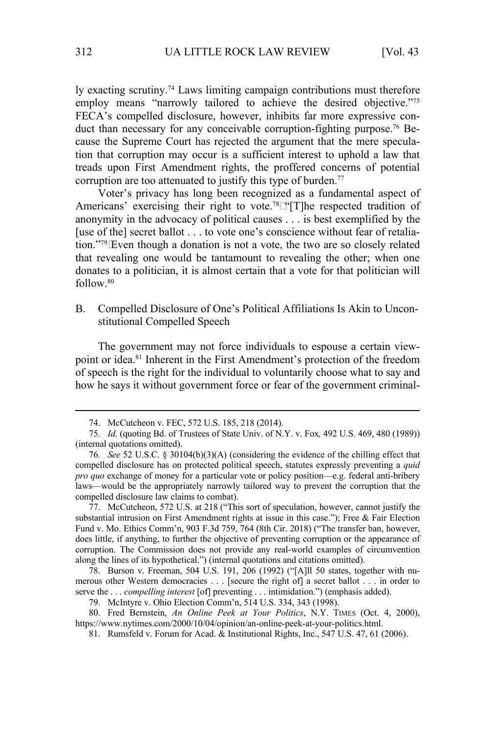ly exacting scrutiny.[74] Laws limiting campaign contributions must therefore employ means "narrowly tailored to achieve the desired objective."[75] FECA's compelled disclosure, however, inhibits far more expressive conduct than necessary for any conceivable corruption-fighting purpose.[76] Because the Supreme Court has rejected the argument that the mere speculation that corruption may occur is a sufficient interest to uphold a law that treads upon First Amendment rights, the proffered concerns of potential corruption are too attenuated to justify this type of burden.[77]

Voter's privacy has long been recognized as a fundamental aspect of Americans' exercising their right to vote.[78] "[T]he respected tradition of anonymity in the advocacy of political causes . . . is best exemplified by the [use of the] secret ballot . . . to vote one's conscience without fear of retaliation."[79] Even though a donation is not a vote, the two are so closely related that revealing one would be tantamount to revealing the other; when one donates to a politician, it is almost certain that a vote for that politician will follow.[80]

## B. Compelled Disclosure of One's Political Affiliations Is Akin to Unconstitutional Compelled Speech

The government may not force individuals to espouse a certain viewpoint or idea.[81] Inherent in the First Amendment's protection of the freedom of speech is the right for the individual to voluntarily choose what to say and how he says it without government force or fear of the government criminal-

---

74. McCutcheon v. FEC, 572 U.S. 185, 218 (2014).

75. *Id.* (quoting Bd. of Trustees of State Univ. of N.Y. v. Fox*,* 492 U.S. 469, 480 (1989)) (internal quotations omitted).

76. *See* 52 U.S.C. § 30104(b)(3)(A) (considering the evidence of the chilling effect that compelled disclosure has on protected political speech, statutes expressly preventing a *quid pro quo* exchange of money for a particular vote or policy position—e.g. federal anti-bribery laws—would be the appropriately narrowly tailored way to prevent the corruption that the compelled disclosure law claims to combat).

77. McCutcheon, 572 U.S. at 218 ("This sort of speculation, however, cannot justify the substantial intrusion on First Amendment rights at issue in this case."); Free & Fair Election Fund v. Mo. Ethics Comm'n, 903 F.3d 759, 764 (8th Cir. 2018) ("The transfer ban, however, does little, if anything, to further the objective of preventing corruption or the appearance of corruption. The Commission does not provide any real-world examples of circumvention along the lines of its hypothetical.") (internal quotations and citations omitted).

78. Burson v. Freeman, 504 U.S. 191, 206 (1992) ("[A]ll 50 states, together with numerous other Western democracies . . . [secure the right of] a secret ballot . . . in order to serve the . . . *compelling interest* [of] preventing . . . intimidation.") (emphasis added).

79. McIntyre v. Ohio Election Comm'n, 514 U.S. 334, 343 (1998).

80. Fred Bernstein, *An Online Peek at Your Politics*, N.Y. TIMES (Oct. 4, 2000), https://www.nytimes.com/2000/10/04/opinion/an-online-peek-at-your-politics.html.

81. Rumsfeld v. Forum for Acad. & Institutional Rights, Inc., 547 U.S. 47, 61 (2006).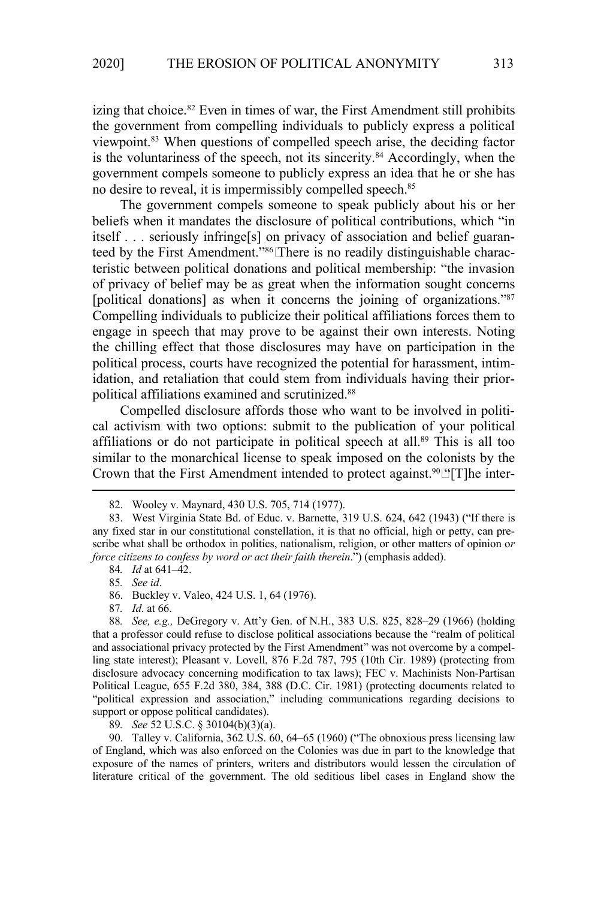izing that choice.[82] Even in times of war, the First Amendment still prohibits the government from compelling individuals to publicly express a political viewpoint.[83] When questions of compelled speech arise, the deciding factor is the voluntariness of the speech, not its sincerity.[84] Accordingly, when the government compels someone to publicly express an idea that he or she has no desire to reveal, it is impermissibly compelled speech.[85]

The government compels someone to speak publicly about his or her beliefs when it mandates the disclosure of political contributions, which "in itself . . . seriously infringe[s] on privacy of association and belief guaranteed by the First Amendment."[86] There is no readily distinguishable characteristic between political donations and political membership: "the invasion of privacy of belief may be as great when the information sought concerns [political donations] as when it concerns the joining of organizations."[87] Compelling individuals to publicize their political affiliations forces them to engage in speech that may prove to be against their own interests. Noting the chilling effect that those disclosures may have on participation in the political process, courts have recognized the potential for harassment, intimidation, and retaliation that could stem from individuals having their prior-political affiliations examined and scrutinized.[88]

Compelled disclosure affords those who want to be involved in political activism with two options: submit to the publication of your political affiliations or do not participate in political speech at all.[89] This is all too similar to the monarchical license to speak imposed on the colonists by the Crown that the First Amendment intended to protect against.[90] "[T]he inter-

---

82. Wooley v. Maynard, 430 U.S. 705, 714 (1977).

83. West Virginia State Bd. of Educ. v. Barnette, 319 U.S. 624, 642 (1943) ("If there is any fixed star in our constitutional constellation, it is that no official, high or petty, can prescribe what shall be orthodox in politics, nationalism, religion, or other matters of opinion *or force citizens to confess by word or act their faith therein*.") (emphasis added).

84. *Id* at 641–42.

85. *See id*.

86. Buckley v. Valeo, 424 U.S. 1, 64 (1976).

87. *Id*. at 66.

88. *See, e.g.,* DeGregory v. Att'y Gen. of N.H., 383 U.S. 825, 828–29 (1966) (holding that a professor could refuse to disclose political associations because the "realm of political and associational privacy protected by the First Amendment" was not overcome by a compelling state interest); Pleasant v. Lovell, 876 F.2d 787, 795 (10th Cir. 1989) (protecting from disclosure advocacy concerning modification to tax laws); FEC v. Machinists Non-Partisan Political League, 655 F.2d 380, 384, 388 (D.C. Cir. 1981) (protecting documents related to "political expression and association," including communications regarding decisions to support or oppose political candidates).

89. *See* 52 U.S.C. § 30104(b)(3)(a).

90. Talley v. California, 362 U.S. 60, 64–65 (1960) ("The obnoxious press licensing law of England, which was also enforced on the Colonies was due in part to the knowledge that exposure of the names of printers, writers and distributors would lessen the circulation of literature critical of the government. The old seditious libel cases in England show the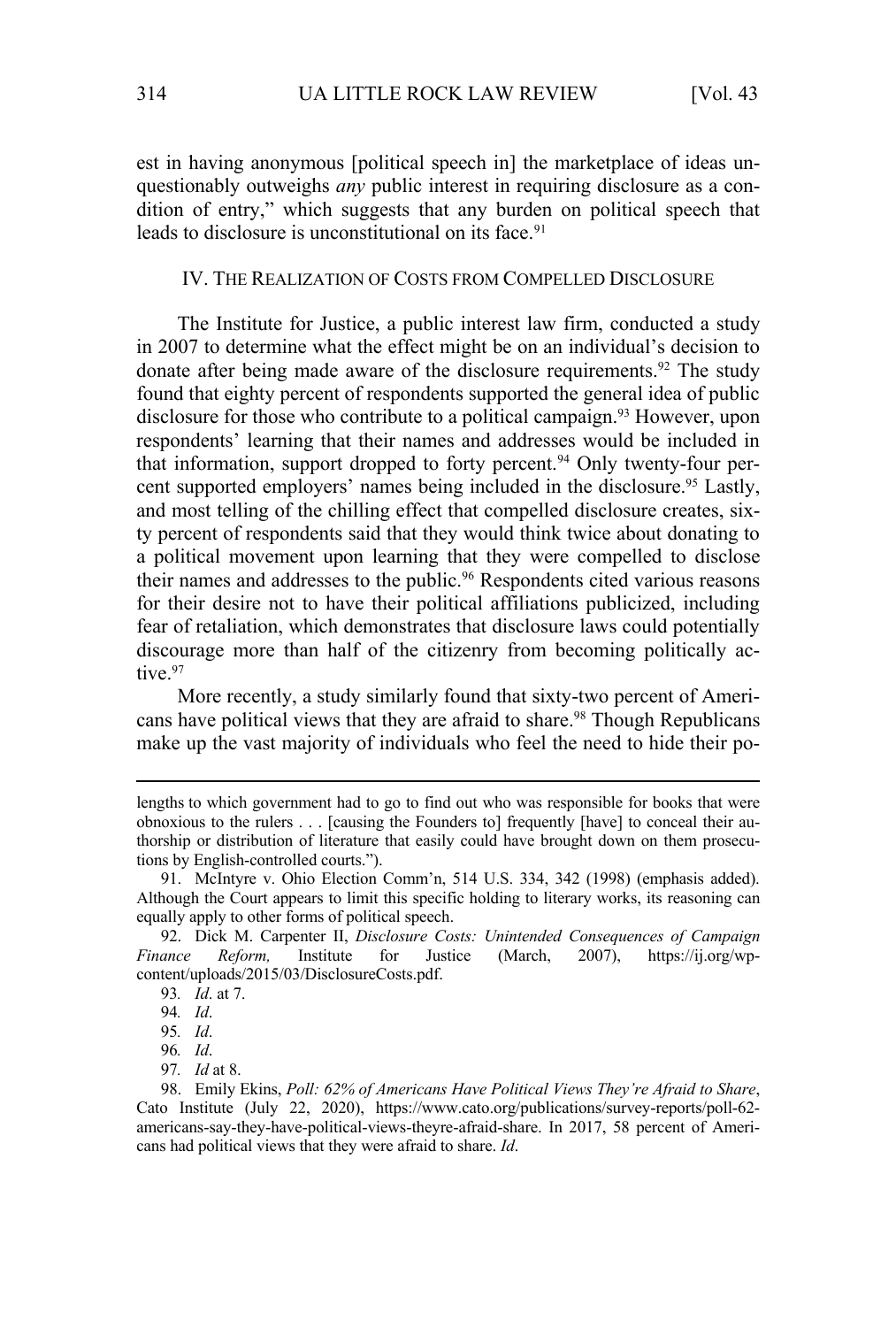est in having anonymous [political speech in] the marketplace of ideas unquestionably outweighs *any* public interest in requiring disclosure as a condition of entry," which suggests that any burden on political speech that leads to disclosure is unconstitutional on its face.[91]

## IV. THE REALIZATION OF COSTS FROM COMPELLED DISCLOSURE

The Institute for Justice, a public interest law firm, conducted a study in 2007 to determine what the effect might be on an individual's decision to donate after being made aware of the disclosure requirements.[92] The study found that eighty percent of respondents supported the general idea of public disclosure for those who contribute to a political campaign.[93] However, upon respondents' learning that their names and addresses would be included in that information, support dropped to forty percent.[94] Only twenty-four percent supported employers' names being included in the disclosure.[95] Lastly, and most telling of the chilling effect that compelled disclosure creates, sixty percent of respondents said that they would think twice about donating to a political movement upon learning that they were compelled to disclose their names and addresses to the public.[96] Respondents cited various reasons for their desire not to have their political affiliations publicized, including fear of retaliation, which demonstrates that disclosure laws could potentially discourage more than half of the citizenry from becoming politically active.[97]

More recently, a study similarly found that sixty-two percent of Americans have political views that they are afraid to share.[98] Though Republicans make up the vast majority of individuals who feel the need to hide their po-

---

lengths to which government had to go to find out who was responsible for books that were obnoxious to the rulers . . . [causing the Founders to] frequently [have] to conceal their authorship or distribution of literature that easily could have brought down on them prosecutions by English-controlled courts.").

91. McIntyre v. Ohio Election Comm'n, 514 U.S. 334, 342 (1998) (emphasis added). Although the Court appears to limit this specific holding to literary works, its reasoning can equally apply to other forms of political speech.

92. Dick M. Carpenter II, *Disclosure Costs: Unintended Consequences of Campaign Finance Reform,* Institute for Justice (March, 2007), https://ij.org/wp-content/uploads/2015/03/DisclosureCosts.pdf.

93. *Id*. at 7.

94. *Id*.

95. *Id*.

96. *Id*.

97. *Id* at 8.

98. Emily Ekins, *Poll: 62% of Americans Have Political Views They're Afraid to Share*, Cato Institute (July 22, 2020), https://www.cato.org/publications/survey-reports/poll-62-americans-say-they-have-political-views-theyre-afraid-share. In 2017, 58 percent of Americans had political views that they were afraid to share. *Id*.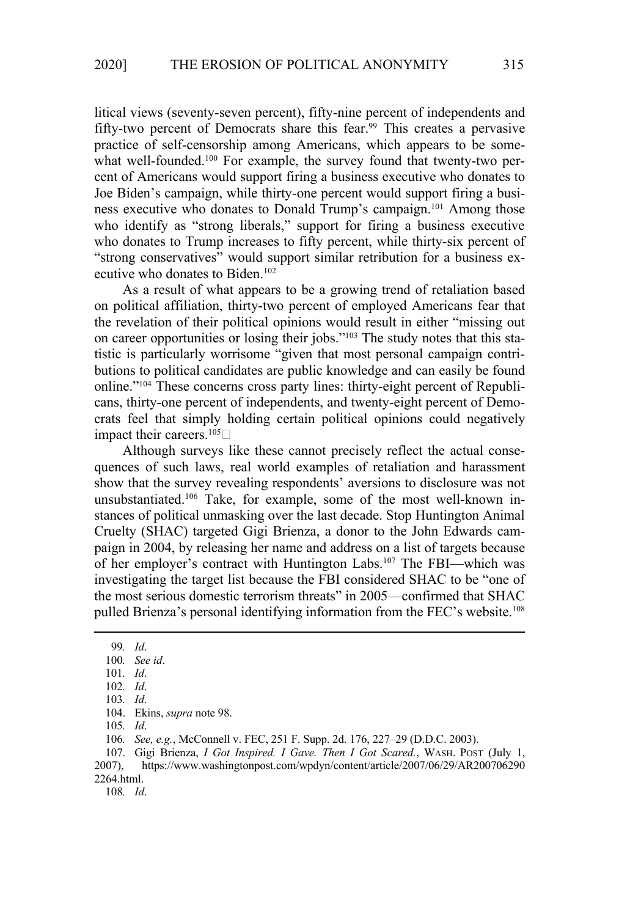litical views (seventy-seven percent), fifty-nine percent of independents and fifty-two percent of Democrats share this fear.[99] This creates a pervasive practice of self-censorship among Americans, which appears to be somewhat well-founded.[100] For example, the survey found that twenty-two percent of Americans would support firing a business executive who donates to Joe Biden's campaign, while thirty-one percent would support firing a business executive who donates to Donald Trump's campaign.[101] Among those who identify as "strong liberals," support for firing a business executive who donates to Trump increases to fifty percent, while thirty-six percent of "strong conservatives" would support similar retribution for a business executive who donates to Biden.[102]

As a result of what appears to be a growing trend of retaliation based on political affiliation, thirty-two percent of employed Americans fear that the revelation of their political opinions would result in either "missing out on career opportunities or losing their jobs."[103] The study notes that this statistic is particularly worrisome "given that most personal campaign contributions to political candidates are public knowledge and can easily be found online."[104] These concerns cross party lines: thirty-eight percent of Republicans, thirty-one percent of independents, and twenty-eight percent of Democrats feel that simply holding certain political opinions could negatively impact their careers.[105]

Although surveys like these cannot precisely reflect the actual consequences of such laws, real world examples of retaliation and harassment show that the survey revealing respondents' aversions to disclosure was not unsubstantiated.[106] Take, for example, some of the most well-known instances of political unmasking over the last decade. Stop Huntington Animal Cruelty (SHAC) targeted Gigi Brienza, a donor to the John Edwards campaign in 2004, by releasing her name and address on a list of targets because of her employer's contract with Huntington Labs.[107] The FBI—which was investigating the target list because the FBI considered SHAC to be "one of the most serious domestic terrorism threats" in 2005—confirmed that SHAC pulled Brienza's personal identifying information from the FEC's website.[108]

---

99. *Id*.

100. *See id*.

101. *Id*.

102. *Id*.

103. *Id*.

104. Ekins, *supra* note 98.

105. *Id*.

106. *See, e.g.*, McConnell v. FEC, 251 F. Supp. 2d. 176, 227–29 (D.D.C. 2003).

107. Gigi Brienza, *I Got Inspired. I Gave. Then I Got Scared.*, WASH. POST (July 1, 2007), https://www.washingtonpost.com/wpdyn/content/article/2007/06/29/AR2007062902264.html.

108. *Id*.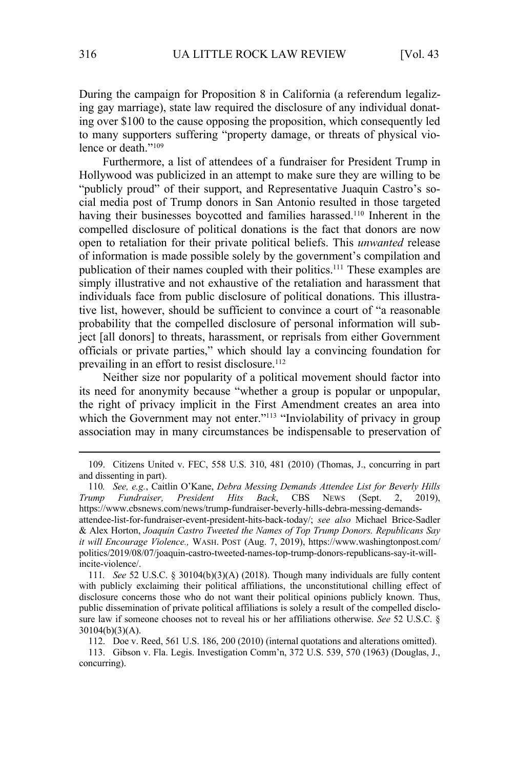During the campaign for Proposition 8 in California (a referendum legalizing gay marriage), state law required the disclosure of any individual donating over $100 to the cause opposing the proposition, which consequently led to many supporters suffering "property damage, or threats of physical violence or death."[109]

Furthermore, a list of attendees of a fundraiser for President Trump in Hollywood was publicized in an attempt to make sure they are willing to be "publicly proud" of their support, and Representative Juaquin Castro's social media post of Trump donors in San Antonio resulted in those targeted having their businesses boycotted and families harassed.[110] Inherent in the compelled disclosure of political donations is the fact that donors are now open to retaliation for their private political beliefs. This *unwanted* release of information is made possible solely by the government's compilation and publication of their names coupled with their politics.[111] These examples are simply illustrative and not exhaustive of the retaliation and harassment that individuals face from public disclosure of political donations. This illustrative list, however, should be sufficient to convince a court of "a reasonable probability that the compelled disclosure of personal information will subject [all donors] to threats, harassment, or reprisals from either Government officials or private parties," which should lay a convincing foundation for prevailing in an effort to resist disclosure.[112]

Neither size nor popularity of a political movement should factor into its need for anonymity because "whether a group is popular or unpopular, the right of privacy implicit in the First Amendment creates an area into which the Government may not enter."[113] "Inviolability of privacy in group association may in many circumstances be indispensable to preservation of

---

109. Citizens United v. FEC, 558 U.S. 310, 481 (2010) (Thomas, J., concurring in part and dissenting in part).

110. *See, e.g.*, Caitlin O'Kane, *Debra Messing Demands Attendee List for Beverly Hills Trump Fundraiser, President Hits Back*, CBS NEWS (Sept. 2, 2019), https://www.cbsnews.com/news/trump-fundraiser-beverly-hills-debra-messing-demands-attendee-list-for-fundraiser-event-president-hits-back-today/; *see also* Michael Brice-Sadler & Alex Horton, *Joaquin Castro Tweeted the Names of Top Trump Donors. Republicans Say it will Encourage Violence.*, WASH. POST (Aug. 7, 2019), https://www.washingtonpost.com/politics/2019/08/07/joaquin-castro-tweeted-names-top-trump-donors-republicans-say-it-will-incite-violence/.

111. *See* 52 U.S.C. § 30104(b)(3)(A) (2018). Though many individuals are fully content with publicly exclaiming their political affiliations, the unconstitutional chilling effect of disclosure concerns those who do not want their political opinions publicly known. Thus, public dissemination of private political affiliations is solely a result of the compelled disclosure law if someone chooses not to reveal his or her affiliations otherwise. *See* 52 U.S.C. § 30104(b)(3)(A).

112. Doe v. Reed, 561 U.S. 186, 200 (2010) (internal quotations and alterations omitted).

113. Gibson v. Fla. Legis. Investigation Comm'n, 372 U.S. 539, 570 (1963) (Douglas, J., concurring).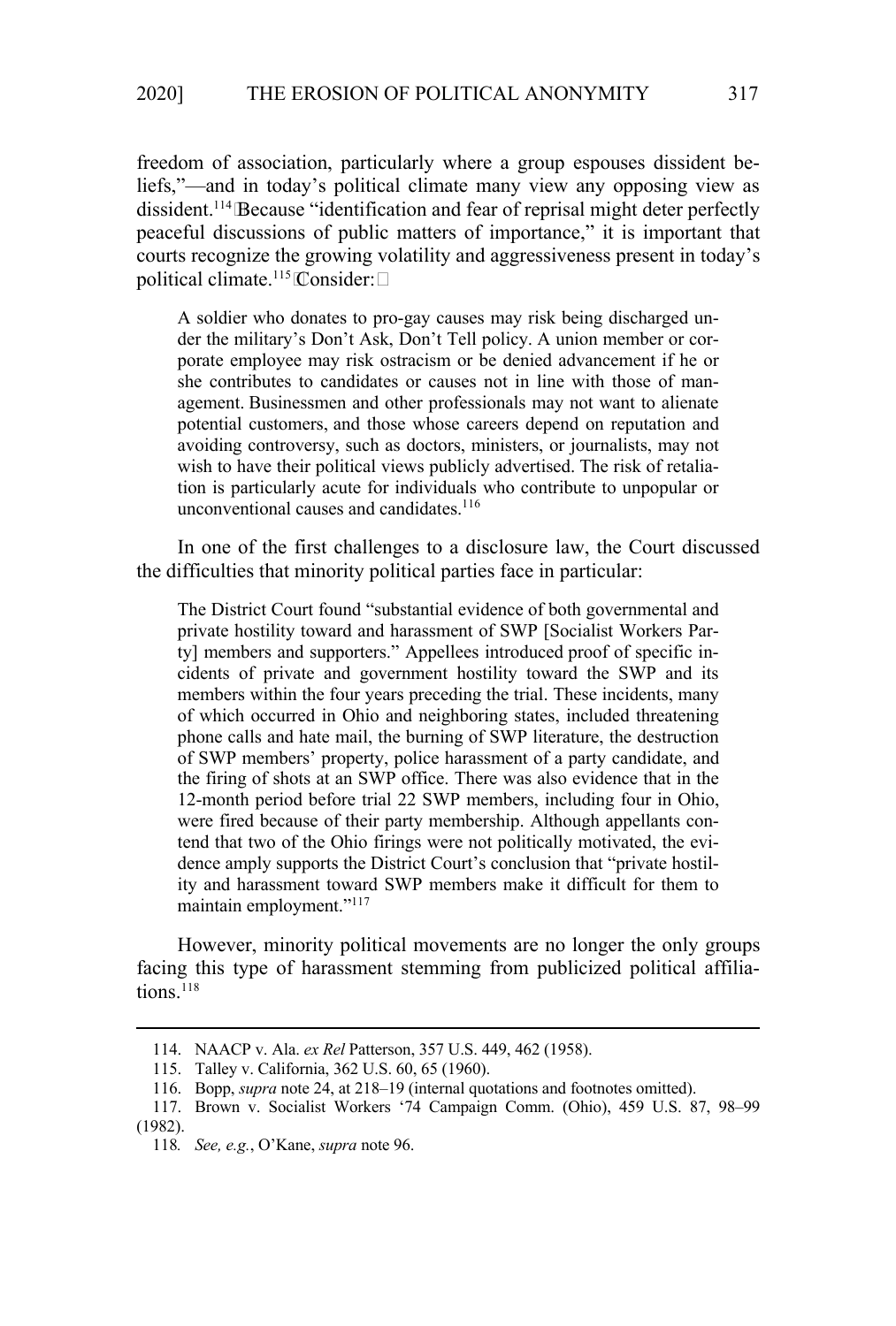freedom of association, particularly where a group espouses dissident beliefs,"—and in today's political climate many view any opposing view as dissident.[114] Because "identification and fear of reprisal might deter perfectly peaceful discussions of public matters of importance," it is important that courts recognize the growing volatility and aggressiveness present in today's political climate.[115] Consider:

> A soldier who donates to pro-gay causes may risk being discharged under the military's Don't Ask, Don't Tell policy. A union member or corporate employee may risk ostracism or be denied advancement if he or she contributes to candidates or causes not in line with those of management. Businessmen and other professionals may not want to alienate potential customers, and those whose careers depend on reputation and avoiding controversy, such as doctors, ministers, or journalists, may not wish to have their political views publicly advertised. The risk of retaliation is particularly acute for individuals who contribute to unpopular or unconventional causes and candidates.[116]

In one of the first challenges to a disclosure law, the Court discussed the difficulties that minority political parties face in particular:

> The District Court found "substantial evidence of both governmental and private hostility toward and harassment of SWP [Socialist Workers Party] members and supporters." Appellees introduced proof of specific incidents of private and government hostility toward the SWP and its members within the four years preceding the trial. These incidents, many of which occurred in Ohio and neighboring states, included threatening phone calls and hate mail, the burning of SWP literature, the destruction of SWP members' property, police harassment of a party candidate, and the firing of shots at an SWP office. There was also evidence that in the 12-month period before trial 22 SWP members, including four in Ohio, were fired because of their party membership. Although appellants contend that two of the Ohio firings were not politically motivated, the evidence amply supports the District Court's conclusion that "private hostility and harassment toward SWP members make it difficult for them to maintain employment."[117]

However, minority political movements are no longer the only groups facing this type of harassment stemming from publicized political affiliations.[118]

---

114. NAACP v. Ala. *ex Rel* Patterson, 357 U.S. 449, 462 (1958).

115. Talley v. California, 362 U.S. 60, 65 (1960).

116. Bopp, *supra* note 24, at 218–19 (internal quotations and footnotes omitted).

117. Brown v. Socialist Workers '74 Campaign Comm. (Ohio), 459 U.S. 87, 98–99 (1982).

118. *See, e.g.*, O'Kane, *supra* note 96.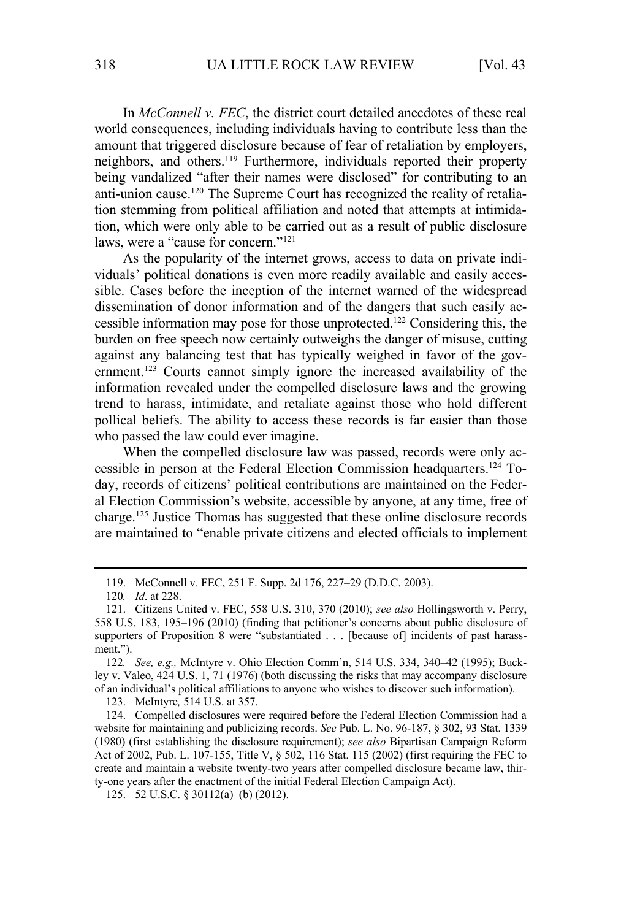In *McConnell v. FEC*, the district court detailed anecdotes of these real world consequences, including individuals having to contribute less than the amount that triggered disclosure because of fear of retaliation by employers, neighbors, and others.[119] Furthermore, individuals reported their property being vandalized "after their names were disclosed" for contributing to an anti-union cause.[120] The Supreme Court has recognized the reality of retaliation stemming from political affiliation and noted that attempts at intimidation, which were only able to be carried out as a result of public disclosure laws, were a "cause for concern."[121]

As the popularity of the internet grows, access to data on private individuals' political donations is even more readily available and easily accessible. Cases before the inception of the internet warned of the widespread dissemination of donor information and of the dangers that such easily accessible information may pose for those unprotected.[122] Considering this, the burden on free speech now certainly outweighs the danger of misuse, cutting against any balancing test that has typically weighed in favor of the government.[123] Courts cannot simply ignore the increased availability of the information revealed under the compelled disclosure laws and the growing trend to harass, intimidate, and retaliate against those who hold different pollical beliefs. The ability to access these records is far easier than those who passed the law could ever imagine.

When the compelled disclosure law was passed, records were only accessible in person at the Federal Election Commission headquarters.[124] Today, records of citizens' political contributions are maintained on the Federal Election Commission's website, accessible by anyone, at any time, free of charge.[125] Justice Thomas has suggested that these online disclosure records are maintained to "enable private citizens and elected officials to implement

---

119. McConnell v. FEC, 251 F. Supp. 2d 176, 227–29 (D.D.C. 2003).

120. *Id*. at 228.

121. Citizens United v. FEC, 558 U.S. 310, 370 (2010); *see also* Hollingsworth v. Perry, 558 U.S. 183, 195–196 (2010) (finding that petitioner's concerns about public disclosure of supporters of Proposition 8 were "substantiated . . . [because of] incidents of past harassment.").

122. *See, e.g.,* McIntyre v. Ohio Election Comm'n, 514 U.S. 334, 340–42 (1995); Buckley v. Valeo, 424 U.S. 1, 71 (1976) (both discussing the risks that may accompany disclosure of an individual's political affiliations to anyone who wishes to discover such information).

123. McIntyre*,* 514 U.S. at 357.

124. Compelled disclosures were required before the Federal Election Commission had a website for maintaining and publicizing records. *See* Pub. L. No. 96-187, § 302, 93 Stat. 1339 (1980) (first establishing the disclosure requirement); *see also* Bipartisan Campaign Reform Act of 2002, Pub. L. 107-155, Title V, § 502, 116 Stat. 115 (2002) (first requiring the FEC to create and maintain a website twenty-two years after compelled disclosure became law, thirty-one years after the enactment of the initial Federal Election Campaign Act).

125. 52 U.S.C. § 30112(a)–(b) (2012).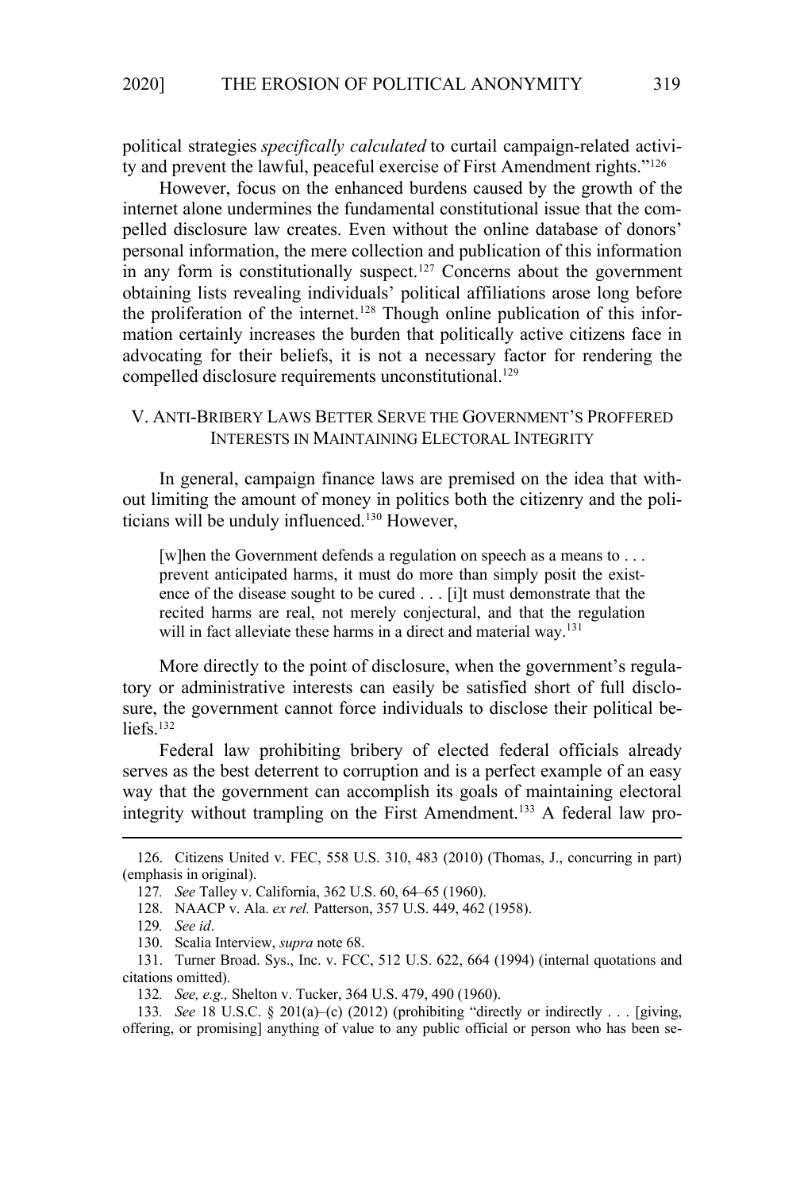political strategies *specifically calculated* to curtail campaign-related activity and prevent the lawful, peaceful exercise of First Amendment rights."[126]

However, focus on the enhanced burdens caused by the growth of the internet alone undermines the fundamental constitutional issue that the compelled disclosure law creates. Even without the online database of donors' personal information, the mere collection and publication of this information in any form is constitutionally suspect.[127] Concerns about the government obtaining lists revealing individuals' political affiliations arose long before the proliferation of the internet.[128] Though online publication of this information certainly increases the burden that politically active citizens face in advocating for their beliefs, it is not a necessary factor for rendering the compelled disclosure requirements unconstitutional.[129]

## V. ANTI-BRIBERY LAWS BETTER SERVE THE GOVERNMENT'S PROFFERED INTERESTS IN MAINTAINING ELECTORAL INTEGRITY

In general, campaign finance laws are premised on the idea that without limiting the amount of money in politics both the citizenry and the politicians will be unduly influenced.[130] However,

> [w]hen the Government defends a regulation on speech as a means to . . . prevent anticipated harms, it must do more than simply posit the existence of the disease sought to be cured . . . [i]t must demonstrate that the recited harms are real, not merely conjectural, and that the regulation will in fact alleviate these harms in a direct and material way.[131]

More directly to the point of disclosure, when the government's regulatory or administrative interests can easily be satisfied short of full disclosure, the government cannot force individuals to disclose their political beliefs.[132]

Federal law prohibiting bribery of elected federal officials already serves as the best deterrent to corruption and is a perfect example of an easy way that the government can accomplish its goals of maintaining electoral integrity without trampling on the First Amendment.[133] A federal law pro-

---

126. Citizens United v. FEC, 558 U.S. 310, 483 (2010) (Thomas, J., concurring in part) (emphasis in original).

127. *See* Talley v. California, 362 U.S. 60, 64–65 (1960).

128. NAACP v. Ala. *ex rel.* Patterson, 357 U.S. 449, 462 (1958).

129. *See id*.

130. Scalia Interview, *supra* note 68.

131. Turner Broad. Sys., Inc. v. FCC, 512 U.S. 622, 664 (1994) (internal quotations and citations omitted).

132. *See, e.g.,* Shelton v. Tucker, 364 U.S. 479, 490 (1960).

133. *See* 18 U.S.C. § 201(a)–(c) (2012) (prohibiting "directly or indirectly . . . [giving, offering, or promising] anything of value to any public official or person who has been se-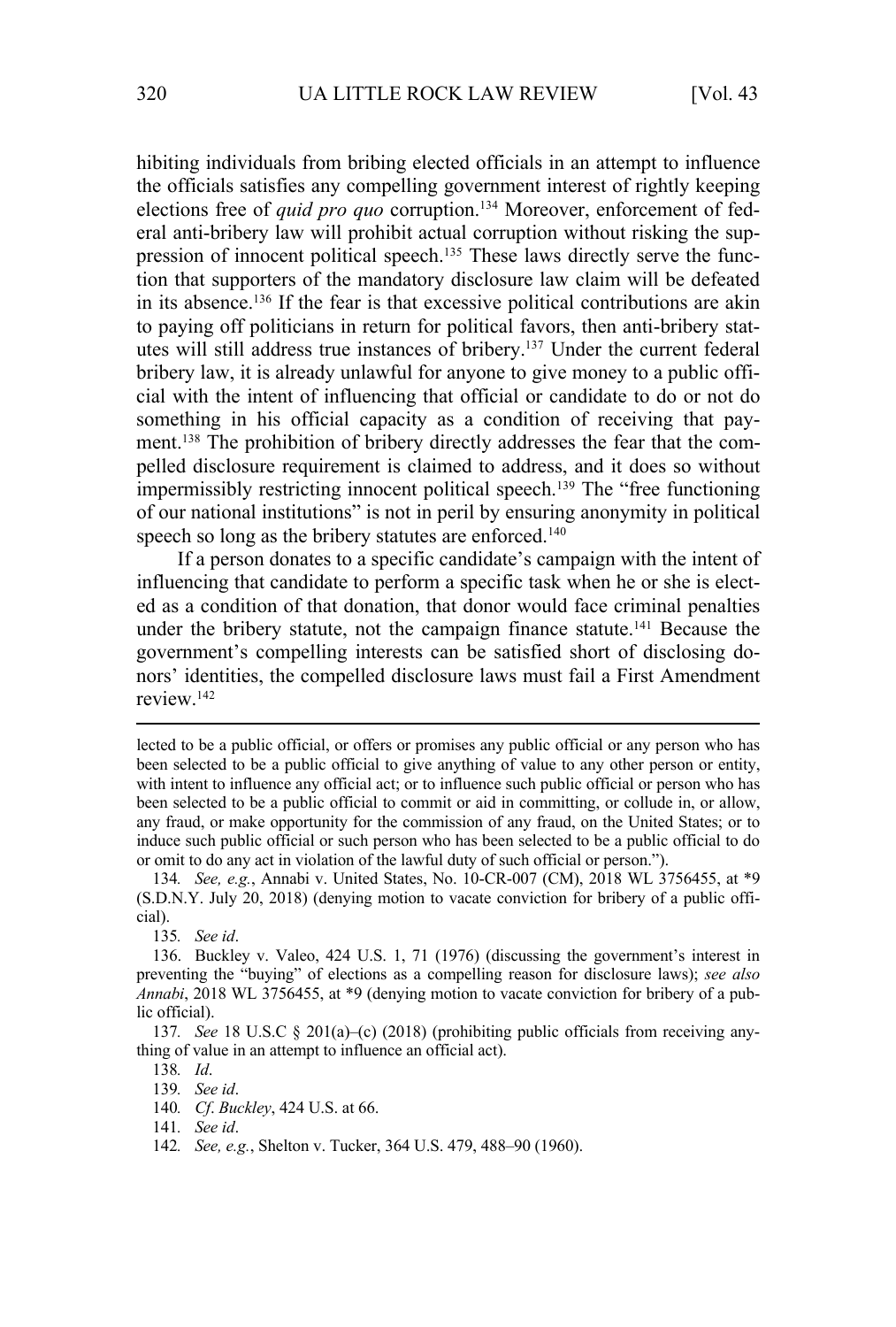hibiting individuals from bribing elected officials in an attempt to influence the officials satisfies any compelling government interest of rightly keeping elections free of *quid pro quo* corruption.[134] Moreover, enforcement of federal anti-bribery law will prohibit actual corruption without risking the suppression of innocent political speech.[135] These laws directly serve the function that supporters of the mandatory disclosure law claim will be defeated in its absence.[136] If the fear is that excessive political contributions are akin to paying off politicians in return for political favors, then anti-bribery statutes will still address true instances of bribery.[137] Under the current federal bribery law, it is already unlawful for anyone to give money to a public official with the intent of influencing that official or candidate to do or not do something in his official capacity as a condition of receiving that payment.[138] The prohibition of bribery directly addresses the fear that the compelled disclosure requirement is claimed to address, and it does so without impermissibly restricting innocent political speech.[139] The "free functioning of our national institutions" is not in peril by ensuring anonymity in political speech so long as the bribery statutes are enforced.[140]

If a person donates to a specific candidate's campaign with the intent of influencing that candidate to perform a specific task when he or she is elected as a condition of that donation, that donor would face criminal penalties under the bribery statute, not the campaign finance statute.[141] Because the government's compelling interests can be satisfied short of disclosing donors' identities, the compelled disclosure laws must fail a First Amendment review.[142]

---

lected to be a public official, or offers or promises any public official or any person who has been selected to be a public official to give anything of value to any other person or entity, with intent to influence any official act; or to influence such public official or person who has been selected to be a public official to commit or aid in committing, or collude in, or allow, any fraud, or make opportunity for the commission of any fraud, on the United States; or to induce such public official or such person who has been selected to be a public official to do or omit to do any act in violation of the lawful duty of such official or person.").

134. *See, e.g.*, Annabi v. United States, No. 10-CR-007 (CM), 2018 WL 3756455, at \*9 (S.D.N.Y. July 20, 2018) (denying motion to vacate conviction for bribery of a public official).

135. *See id*.

136. Buckley v. Valeo, 424 U.S. 1, 71 (1976) (discussing the government's interest in preventing the "buying" of elections as a compelling reason for disclosure laws); *see also Annabi*, 2018 WL 3756455, at \*9 (denying motion to vacate conviction for bribery of a public official).

137. *See* 18 U.S.C § 201(a)–(c) (2018) (prohibiting public officials from receiving anything of value in an attempt to influence an official act).

138. *Id*.

139. *See id*.

140. *Cf*. *Buckley*, 424 U.S. at 66.

141. *See id*.

142. *See, e.g.*, Shelton v. Tucker, 364 U.S. 479, 488–90 (1960).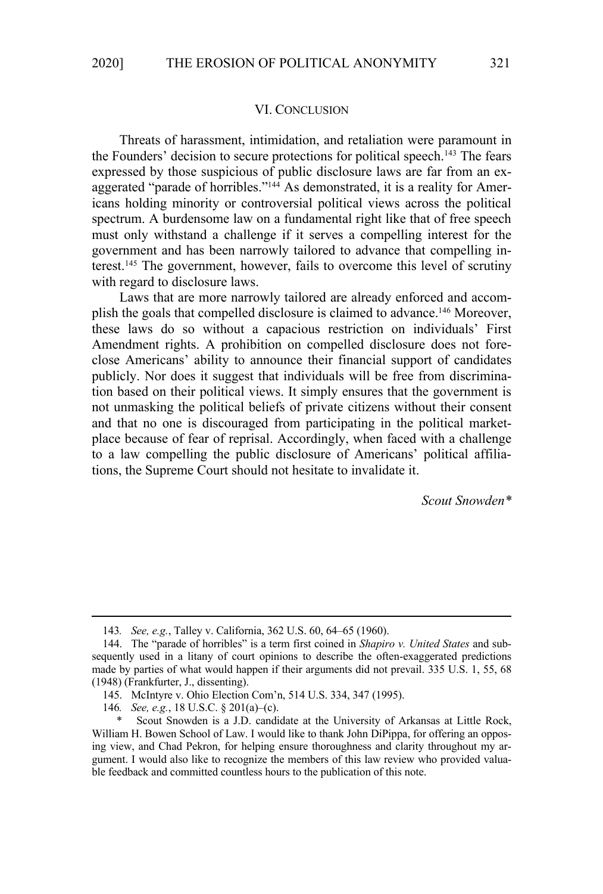## VI. CONCLUSION

Threats of harassment, intimidation, and retaliation were paramount in the Founders' decision to secure protections for political speech.[143] The fears expressed by those suspicious of public disclosure laws are far from an exaggerated "parade of horribles."[144] As demonstrated, it is a reality for Americans holding minority or controversial political views across the political spectrum. A burdensome law on a fundamental right like that of free speech must only withstand a challenge if it serves a compelling interest for the government and has been narrowly tailored to advance that compelling interest.[145] The government, however, fails to overcome this level of scrutiny with regard to disclosure laws.

Laws that are more narrowly tailored are already enforced and accomplish the goals that compelled disclosure is claimed to advance.[146] Moreover, these laws do so without a capacious restriction on individuals' First Amendment rights. A prohibition on compelled disclosure does not foreclose Americans' ability to announce their financial support of candidates publicly. Nor does it suggest that individuals will be free from discrimination based on their political views. It simply ensures that the government is not unmasking the political beliefs of private citizens without their consent and that no one is discouraged from participating in the political marketplace because of fear of reprisal. Accordingly, when faced with a challenge to a law compelling the public disclosure of Americans' political affiliations, the Supreme Court should not hesitate to invalidate it.

*Scout Snowden\**

---

143. *See, e.g.*, Talley v. California, 362 U.S. 60, 64–65 (1960).

144. The "parade of horribles" is a term first coined in *Shapiro v. United States* and subsequently used in a litany of court opinions to describe the often-exaggerated predictions made by parties of what would happen if their arguments did not prevail. 335 U.S. 1, 55, 68 (1948) (Frankfurter, J., dissenting).

145. McIntyre v. Ohio Election Com'n, 514 U.S. 334, 347 (1995).

146. *See, e.g.*, 18 U.S.C. § 201(a)–(c).

\* Scout Snowden is a J.D. candidate at the University of Arkansas at Little Rock, William H. Bowen School of Law. I would like to thank John DiPippa, for offering an opposing view, and Chad Pekron, for helping ensure thoroughness and clarity throughout my argument. I would also like to recognize the members of this law review who provided valuable feedback and committed countless hours to the publication of this note.